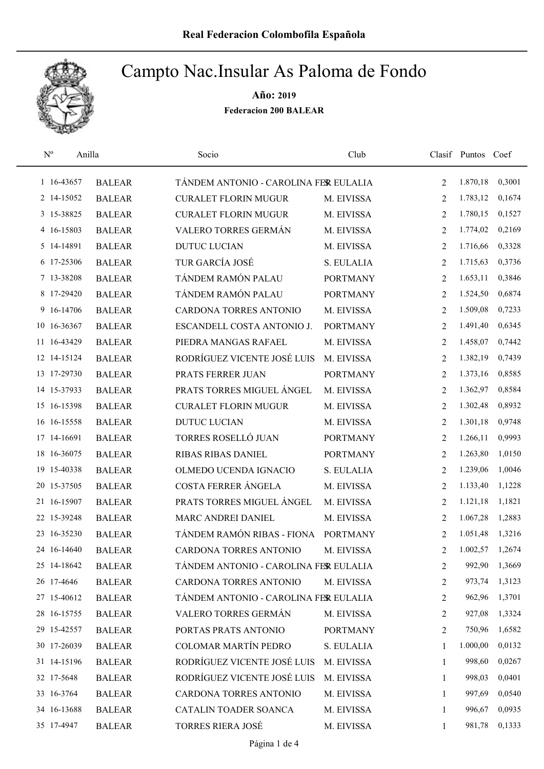Real Federacion Colombofila Española

# Campto Nac.Insular As Paloma de Fondo

**Año:** 2019

**Federacion 200 BALEAR**

| Nº | Anilla | | Socio | Club | Clasif | Puntos | Coef |
|---|---|---|---|---|---|---|---|
| 1 | 16-43657 | BALEAR | TÁNDEM ANTONIO - CAROLINA FE | S. EULALIA | 2 | 1.870,18 | 0,3001 |
| 2 | 14-15052 | BALEAR | CURALET FLORIN MUGUR | M. EIVISSA | 2 | 1.783,12 | 0,1674 |
| 3 | 15-38825 | BALEAR | CURALET FLORIN MUGUR | M. EIVISSA | 2 | 1.780,15 | 0,1527 |
| 4 | 16-15803 | BALEAR | VALERO TORRES GERMÁN | M. EIVISSA | 2 | 1.774,02 | 0,2169 |
| 5 | 14-14891 | BALEAR | DUTUC LUCIAN | M. EIVISSA | 2 | 1.716,66 | 0,3328 |
| 6 | 17-25306 | BALEAR | TUR GARCÍA JOSÉ | S. EULALIA | 2 | 1.715,63 | 0,3736 |
| 7 | 13-38208 | BALEAR | TÁNDEM RAMÓN PALAU | PORTMANY | 2 | 1.653,11 | 0,3846 |
| 8 | 17-29420 | BALEAR | TÁNDEM RAMÓN PALAU | PORTMANY | 2 | 1.524,50 | 0,6874 |
| 9 | 16-14706 | BALEAR | CARDONA TORRES ANTONIO | M. EIVISSA | 2 | 1.509,08 | 0,7233 |
| 10 | 16-36367 | BALEAR | ESCANDELL COSTA ANTONIO J. | PORTMANY | 2 | 1.491,40 | 0,6345 |
| 11 | 16-43429 | BALEAR | PIEDRA MANGAS RAFAEL | M. EIVISSA | 2 | 1.458,07 | 0,7442 |
| 12 | 14-15124 | BALEAR | RODRÍGUEZ VICENTE JOSÉ LUIS | M. EIVISSA | 2 | 1.382,19 | 0,7439 |
| 13 | 17-29730 | BALEAR | PRATS FERRER JUAN | PORTMANY | 2 | 1.373,16 | 0,8585 |
| 14 | 15-37933 | BALEAR | PRATS TORRES MIGUEL ÁNGEL | M. EIVISSA | 2 | 1.362,97 | 0,8584 |
| 15 | 16-15398 | BALEAR | CURALET FLORIN MUGUR | M. EIVISSA | 2 | 1.302,48 | 0,8932 |
| 16 | 16-15558 | BALEAR | DUTUC LUCIAN | M. EIVISSA | 2 | 1.301,18 | 0,9748 |
| 17 | 14-16691 | BALEAR | TORRES ROSELLÓ JUAN | PORTMANY | 2 | 1.266,11 | 0,9993 |
| 18 | 16-36075 | BALEAR | RIBAS RIBAS DANIEL | PORTMANY | 2 | 1.263,80 | 1,0150 |
| 19 | 15-40338 | BALEAR | OLMEDO UCENDA IGNACIO | S. EULALIA | 2 | 1.239,06 | 1,0046 |
| 20 | 15-37505 | BALEAR | COSTA FERRER ÁNGELA | M. EIVISSA | 2 | 1.133,40 | 1,1228 |
| 21 | 16-15907 | BALEAR | PRATS TORRES MIGUEL ÁNGEL | M. EIVISSA | 2 | 1.121,18 | 1,1821 |
| 22 | 15-39248 | BALEAR | MARC ANDREI DANIEL | M. EIVISSA | 2 | 1.067,28 | 1,2883 |
| 23 | 16-35230 | BALEAR | TÁNDEM RAMÓN RIBAS - FIONA | PORTMANY | 2 | 1.051,48 | 1,3216 |
| 24 | 16-14640 | BALEAR | CARDONA TORRES ANTONIO | M. EIVISSA | 2 | 1.002,57 | 1,2674 |
| 25 | 14-18642 | BALEAR | TÁNDEM ANTONIO - CAROLINA FE | S. EULALIA | 2 | 992,90 | 1,3669 |
| 26 | 17-4646 | BALEAR | CARDONA TORRES ANTONIO | M. EIVISSA | 2 | 973,74 | 1,3123 |
| 27 | 15-40612 | BALEAR | TÁNDEM ANTONIO - CAROLINA FE | S. EULALIA | 2 | 962,96 | 1,3701 |
| 28 | 16-15755 | BALEAR | VALERO TORRES GERMÁN | M. EIVISSA | 2 | 927,08 | 1,3324 |
| 29 | 15-42557 | BALEAR | PORTAS PRATS ANTONIO | PORTMANY | 2 | 750,96 | 1,6582 |
| 30 | 17-26039 | BALEAR | COLOMAR MARTÍN PEDRO | S. EULALIA | 1 | 1.000,00 | 0,0132 |
| 31 | 14-15196 | BALEAR | RODRÍGUEZ VICENTE JOSÉ LUIS | M. EIVISSA | 1 | 998,60 | 0,0267 |
| 32 | 17-5648 | BALEAR | RODRÍGUEZ VICENTE JOSÉ LUIS | M. EIVISSA | 1 | 998,03 | 0,0401 |
| 33 | 16-3764 | BALEAR | CARDONA TORRES ANTONIO | M. EIVISSA | 1 | 997,69 | 0,0540 |
| 34 | 16-13688 | BALEAR | CATALIN TOADER SOANCA | M. EIVISSA | 1 | 996,67 | 0,0935 |
| 35 | 17-4947 | BALEAR | TORRES RIERA JOSÉ | M. EIVISSA | 1 | 981,78 | 0,1333 |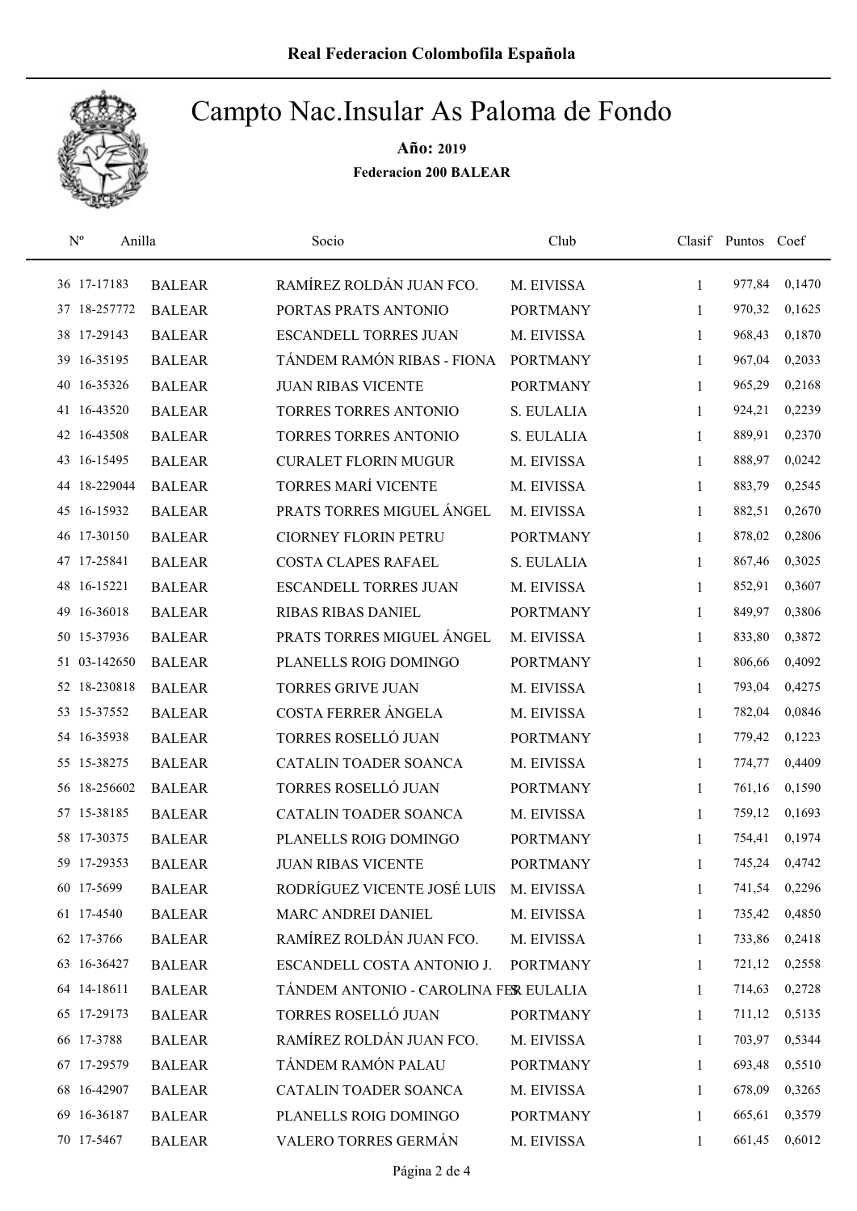# Campto Nac.Insular As Paloma de Fondo

**Año: 2019**

**Federacion 200 BALEAR**

| Nº | Anilla | | Socio | Club | Clasif | Puntos | Coef |
|---|---|---|---|---|---|---|---|
| 36 | 17-17183 | BALEAR | RAMÍREZ ROLDÁN JUAN FCO. | M. EIVISSA | 1 | 977,84 | 0,1470 |
| 37 | 18-257772 | BALEAR | PORTAS PRATS ANTONIO | PORTMANY | 1 | 970,32 | 0,1625 |
| 38 | 17-29143 | BALEAR | ESCANDELL TORRES JUAN | M. EIVISSA | 1 | 968,43 | 0,1870 |
| 39 | 16-35195 | BALEAR | TÁNDEM RAMÓN RIBAS - FIONA | PORTMANY | 1 | 967,04 | 0,2033 |
| 40 | 16-35326 | BALEAR | JUAN RIBAS VICENTE | PORTMANY | 1 | 965,29 | 0,2168 |
| 41 | 16-43520 | BALEAR | TORRES TORRES ANTONIO | S. EULALIA | 1 | 924,21 | 0,2239 |
| 42 | 16-43508 | BALEAR | TORRES TORRES ANTONIO | S. EULALIA | 1 | 889,91 | 0,2370 |
| 43 | 16-15495 | BALEAR | CURALET FLORIN MUGUR | M. EIVISSA | 1 | 888,97 | 0,0242 |
| 44 | 18-229044 | BALEAR | TORRES MARÍ VICENTE | M. EIVISSA | 1 | 883,79 | 0,2545 |
| 45 | 16-15932 | BALEAR | PRATS TORRES MIGUEL ÁNGEL | M. EIVISSA | 1 | 882,51 | 0,2670 |
| 46 | 17-30150 | BALEAR | CIORNEY FLORIN PETRU | PORTMANY | 1 | 878,02 | 0,2806 |
| 47 | 17-25841 | BALEAR | COSTA CLAPES RAFAEL | S. EULALIA | 1 | 867,46 | 0,3025 |
| 48 | 16-15221 | BALEAR | ESCANDELL TORRES JUAN | M. EIVISSA | 1 | 852,91 | 0,3607 |
| 49 | 16-36018 | BALEAR | RIBAS RIBAS DANIEL | PORTMANY | 1 | 849,97 | 0,3806 |
| 50 | 15-37936 | BALEAR | PRATS TORRES MIGUEL ÁNGEL | M. EIVISSA | 1 | 833,80 | 0,3872 |
| 51 | 03-142650 | BALEAR | PLANELLS ROIG DOMINGO | PORTMANY | 1 | 806,66 | 0,4092 |
| 52 | 18-230818 | BALEAR | TORRES GRIVE JUAN | M. EIVISSA | 1 | 793,04 | 0,4275 |
| 53 | 15-37552 | BALEAR | COSTA FERRER ÁNGELA | M. EIVISSA | 1 | 782,04 | 0,0846 |
| 54 | 16-35938 | BALEAR | TORRES ROSELLÓ JUAN | PORTMANY | 1 | 779,42 | 0,1223 |
| 55 | 15-38275 | BALEAR | CATALIN TOADER SOANCA | M. EIVISSA | 1 | 774,77 | 0,4409 |
| 56 | 18-256602 | BALEAR | TORRES ROSELLÓ JUAN | PORTMANY | 1 | 761,16 | 0,1590 |
| 57 | 15-38185 | BALEAR | CATALIN TOADER SOANCA | M. EIVISSA | 1 | 759,12 | 0,1693 |
| 58 | 17-30375 | BALEAR | PLANELLS ROIG DOMINGO | PORTMANY | 1 | 754,41 | 0,1974 |
| 59 | 17-29353 | BALEAR | JUAN RIBAS VICENTE | PORTMANY | 1 | 745,24 | 0,4742 |
| 60 | 17-5699 | BALEAR | RODRÍGUEZ VICENTE JOSÉ LUIS | M. EIVISSA | 1 | 741,54 | 0,2296 |
| 61 | 17-4540 | BALEAR | MARC ANDREI DANIEL | M. EIVISSA | 1 | 735,42 | 0,4850 |
| 62 | 17-3766 | BALEAR | RAMÍREZ ROLDÁN JUAN FCO. | M. EIVISSA | 1 | 733,86 | 0,2418 |
| 63 | 16-36427 | BALEAR | ESCANDELL COSTA ANTONIO J. | PORTMANY | 1 | 721,12 | 0,2558 |
| 64 | 14-18611 | BALEAR | TÁNDEM ANTONIO - CAROLINA FE | S. EULALIA | 1 | 714,63 | 0,2728 |
| 65 | 17-29173 | BALEAR | TORRES ROSELLÓ JUAN | PORTMANY | 1 | 711,12 | 0,5135 |
| 66 | 17-3788 | BALEAR | RAMÍREZ ROLDÁN JUAN FCO. | M. EIVISSA | 1 | 703,97 | 0,5344 |
| 67 | 17-29579 | BALEAR | TÁNDEM RAMÓN PALAU | PORTMANY | 1 | 693,48 | 0,5510 |
| 68 | 16-42907 | BALEAR | CATALIN TOADER SOANCA | M. EIVISSA | 1 | 678,09 | 0,3265 |
| 69 | 16-36187 | BALEAR | PLANELLS ROIG DOMINGO | PORTMANY | 1 | 665,61 | 0,3579 |
| 70 | 17-5467 | BALEAR | VALERO TORRES GERMÁN | M. EIVISSA | 1 | 661,45 | 0,6012 |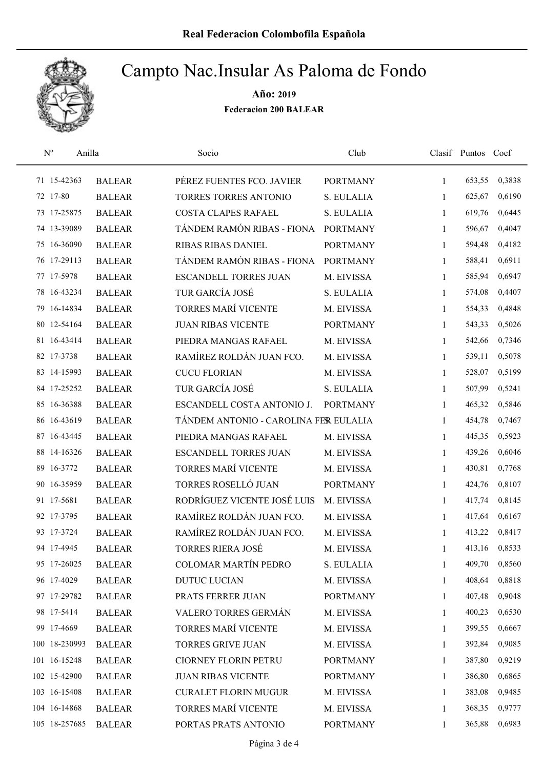**Real Federacion Colombofila Española**

# Campto Nac.Insular As Paloma de Fondo

**Año: 2019**

**Federacion 200 BALEAR**

| Nº | Anilla | | Socio | Club | Clasif | Puntos | Coef |
|---|---|---|---|---|---|---|---|
| 71 | 15-42363 | BALEAR | PÉREZ FUENTES FCO. JAVIER | PORTMANY | 1 | 653,55 | 0,3838 |
| 72 | 17-80 | BALEAR | TORRES TORRES ANTONIO | S. EULALIA | 1 | 625,67 | 0,6190 |
| 73 | 17-25875 | BALEAR | COSTA CLAPES RAFAEL | S. EULALIA | 1 | 619,76 | 0,6445 |
| 74 | 13-39089 | BALEAR | TÁNDEM RAMÓN RIBAS - FIONA | PORTMANY | 1 | 596,67 | 0,4047 |
| 75 | 16-36090 | BALEAR | RIBAS RIBAS DANIEL | PORTMANY | 1 | 594,48 | 0,4182 |
| 76 | 17-29113 | BALEAR | TÁNDEM RAMÓN RIBAS - FIONA | PORTMANY | 1 | 588,41 | 0,6911 |
| 77 | 17-5978 | BALEAR | ESCANDELL TORRES JUAN | M. EIVISSA | 1 | 585,94 | 0,6947 |
| 78 | 16-43234 | BALEAR | TUR GARCÍA JOSÉ | S. EULALIA | 1 | 574,08 | 0,4407 |
| 79 | 16-14834 | BALEAR | TORRES MARÍ VICENTE | M. EIVISSA | 1 | 554,33 | 0,4848 |
| 80 | 12-54164 | BALEAR | JUAN RIBAS VICENTE | PORTMANY | 1 | 543,33 | 0,5026 |
| 81 | 16-43414 | BALEAR | PIEDRA MANGAS RAFAEL | M. EIVISSA | 1 | 542,66 | 0,7346 |
| 82 | 17-3738 | BALEAR | RAMÍREZ ROLDÁN JUAN FCO. | M. EIVISSA | 1 | 539,11 | 0,5078 |
| 83 | 14-15993 | BALEAR | CUCU FLORIAN | M. EIVISSA | 1 | 528,07 | 0,5199 |
| 84 | 17-25252 | BALEAR | TUR GARCÍA JOSÉ | S. EULALIA | 1 | 507,99 | 0,5241 |
| 85 | 16-36388 | BALEAR | ESCANDELL COSTA ANTONIO J. | PORTMANY | 1 | 465,32 | 0,5846 |
| 86 | 16-43619 | BALEAR | TÁNDEM ANTONIO - CAROLINA FER | S. EULALIA | 1 | 454,78 | 0,7467 |
| 87 | 16-43445 | BALEAR | PIEDRA MANGAS RAFAEL | M. EIVISSA | 1 | 445,35 | 0,5923 |
| 88 | 14-16326 | BALEAR | ESCANDELL TORRES JUAN | M. EIVISSA | 1 | 439,26 | 0,6046 |
| 89 | 16-3772 | BALEAR | TORRES MARÍ VICENTE | M. EIVISSA | 1 | 430,81 | 0,7768 |
| 90 | 16-35959 | BALEAR | TORRES ROSELLÓ JUAN | PORTMANY | 1 | 424,76 | 0,8107 |
| 91 | 17-5681 | BALEAR | RODRÍGUEZ VICENTE JOSÉ LUIS | M. EIVISSA | 1 | 417,74 | 0,8145 |
| 92 | 17-3795 | BALEAR | RAMÍREZ ROLDÁN JUAN FCO. | M. EIVISSA | 1 | 417,64 | 0,6167 |
| 93 | 17-3724 | BALEAR | RAMÍREZ ROLDÁN JUAN FCO. | M. EIVISSA | 1 | 413,22 | 0,8417 |
| 94 | 17-4945 | BALEAR | TORRES RIERA JOSÉ | M. EIVISSA | 1 | 413,16 | 0,8533 |
| 95 | 17-26025 | BALEAR | COLOMAR MARTÍN PEDRO | S. EULALIA | 1 | 409,70 | 0,8560 |
| 96 | 17-4029 | BALEAR | DUTUC LUCIAN | M. EIVISSA | 1 | 408,64 | 0,8818 |
| 97 | 17-29782 | BALEAR | PRATS FERRER JUAN | PORTMANY | 1 | 407,48 | 0,9048 |
| 98 | 17-5414 | BALEAR | VALERO TORRES GERMÁN | M. EIVISSA | 1 | 400,23 | 0,6530 |
| 99 | 17-4669 | BALEAR | TORRES MARÍ VICENTE | M. EIVISSA | 1 | 399,55 | 0,6667 |
| 100 | 18-230993 | BALEAR | TORRES GRIVE JUAN | M. EIVISSA | 1 | 392,84 | 0,9085 |
| 101 | 16-15248 | BALEAR | CIORNEY FLORIN PETRU | PORTMANY | 1 | 387,80 | 0,9219 |
| 102 | 15-42900 | BALEAR | JUAN RIBAS VICENTE | PORTMANY | 1 | 386,80 | 0,6865 |
| 103 | 16-15408 | BALEAR | CURALET FLORIN MUGUR | M. EIVISSA | 1 | 383,08 | 0,9485 |
| 104 | 16-14868 | BALEAR | TORRES MARÍ VICENTE | M. EIVISSA | 1 | 368,35 | 0,9777 |
| 105 | 18-257685 | BALEAR | PORTAS PRATS ANTONIO | PORTMANY | 1 | 365,88 | 0,6983 |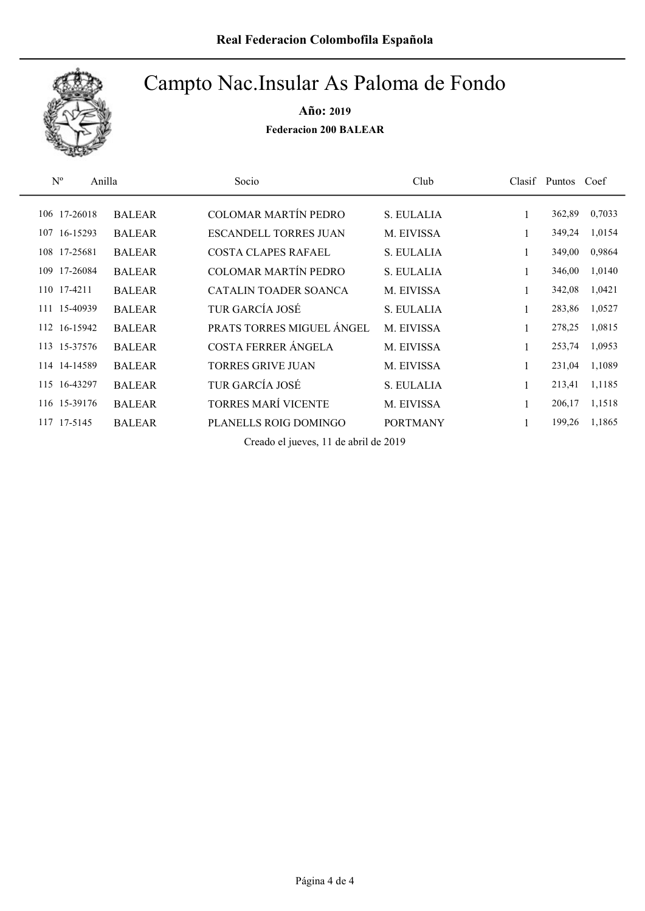**Real Federacion Colombofila Española**

# Campto Nac.Insular As Paloma de Fondo

**Año: 2019**

**Federacion 200 BALEAR**

| Nº | Anilla | | Socio | Club | Clasif | Puntos | Coef |
|---|---|---|---|---|---|---|---|
| 106 | 17-26018 | BALEAR | COLOMAR MARTÍN PEDRO | S. EULALIA | 1 | 362,89 | 0,7033 |
| 107 | 16-15293 | BALEAR | ESCANDELL TORRES JUAN | M. EIVISSA | 1 | 349,24 | 1,0154 |
| 108 | 17-25681 | BALEAR | COSTA CLAPES RAFAEL | S. EULALIA | 1 | 349,00 | 0,9864 |
| 109 | 17-26084 | BALEAR | COLOMAR MARTÍN PEDRO | S. EULALIA | 1 | 346,00 | 1,0140 |
| 110 | 17-4211 | BALEAR | CATALIN TOADER SOANCA | M. EIVISSA | 1 | 342,08 | 1,0421 |
| 111 | 15-40939 | BALEAR | TUR GARCÍA JOSÉ | S. EULALIA | 1 | 283,86 | 1,0527 |
| 112 | 16-15942 | BALEAR | PRATS TORRES MIGUEL ÁNGEL | M. EIVISSA | 1 | 278,25 | 1,0815 |
| 113 | 15-37576 | BALEAR | COSTA FERRER ÁNGELA | M. EIVISSA | 1 | 253,74 | 1,0953 |
| 114 | 14-14589 | BALEAR | TORRES GRIVE JUAN | M. EIVISSA | 1 | 231,04 | 1,1089 |
| 115 | 16-43297 | BALEAR | TUR GARCÍA JOSÉ | S. EULALIA | 1 | 213,41 | 1,1185 |
| 116 | 15-39176 | BALEAR | TORRES MARÍ VICENTE | M. EIVISSA | 1 | 206,17 | 1,1518 |
| 117 | 17-5145 | BALEAR | PLANELLS ROIG DOMINGO | PORTMANY | 1 | 199,26 | 1,1865 |

Creado el jueves, 11 de abril de 2019